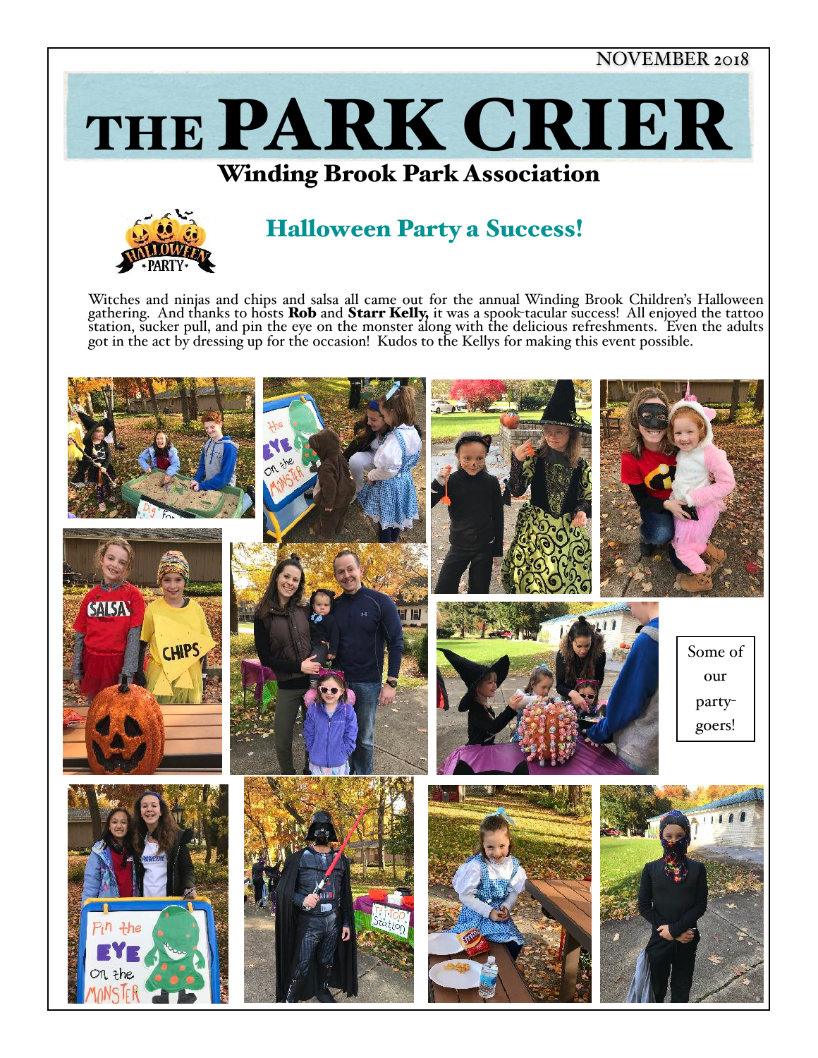NOVEMBER 2018

# THE PARK CRIER

## Winding Brook Park Association

## Halloween Party a Success!

Witches and ninjas and chips and salsa all came out for the annual Winding Brook Children's Halloween gathering. And thanks to hosts **Rob** and **Starr Kelly,** it was a spook-tacular success! All enjoyed the tattoo station, sucker pull, and pin the eye on the monster along with the delicious refreshments. Even the adults got in the act by dressing up for the occasion! Kudos to the Kellys for making this event possible.

Some of our party-goers!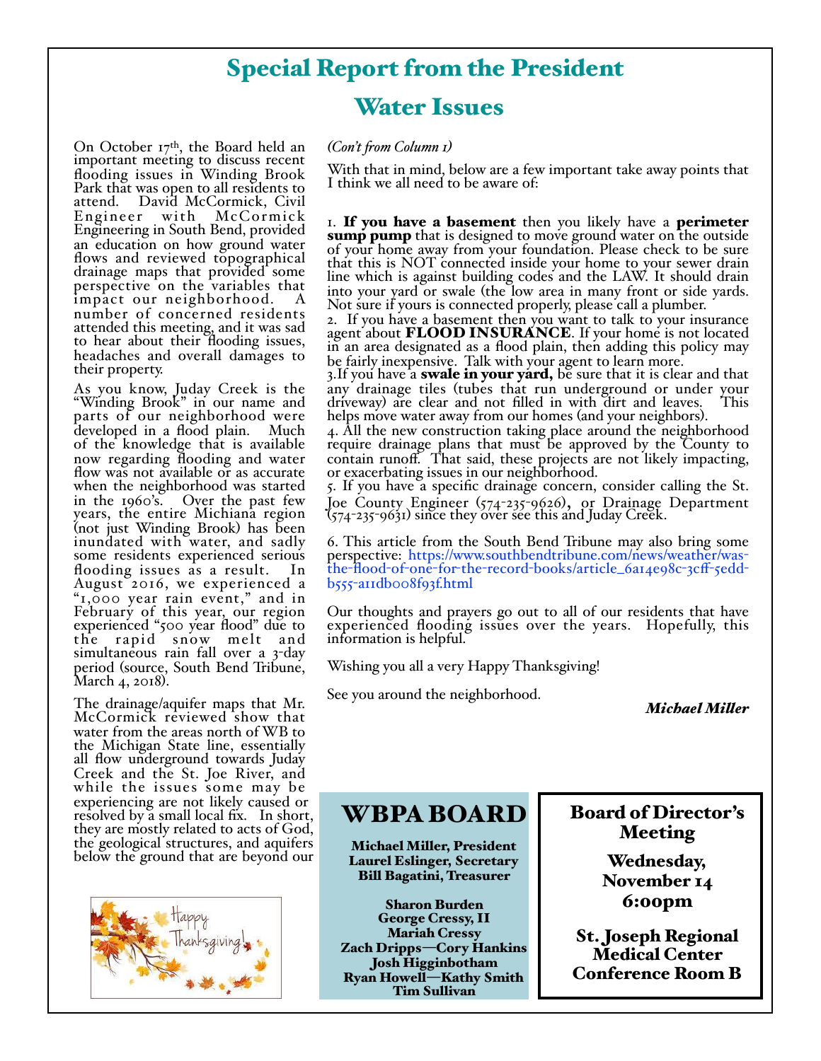# Special Report from the President

## Water Issues

On October 17th, the Board held an important meeting to discuss recent flooding issues in Winding Brook Park that was open to all residents to attend. David McCormick, Civil Engineer with McCormick Engineering in South Bend, provided an education on how ground water flows and reviewed topographical drainage maps that provided some perspective on the variables that impact our neighborhood. A number of concerned residents attended this meeting, and it was sad to hear about their flooding issues, headaches and overall damages to their property.

As you know, Juday Creek is the "Winding Brook" in our name and parts of our neighborhood were developed in a flood plain. Much of the knowledge that is available now regarding flooding and water flow was not available or as accurate when the neighborhood was started in the 1960's. Over the past few years, the entire Michiana region (not just Winding Brook) has been inundated with water, and sadly some residents experienced serious flooding issues as a result. In August 2016, we experienced a "1,000 year rain event," and in February of this year, our region experienced "500 year flood" due to the rapid snow melt and simultaneous rain fall over a 3-day period (source, South Bend Tribune, March 4, 2018).

The drainage/aquifer maps that Mr. McCormick reviewed show that water from the areas north of WB to the Michigan State line, essentially all flow underground towards Juday Creek and the St. Joe River, and while the issues some may be experiencing are not likely caused or resolved by a small local fix. In short, they are mostly related to acts of God, the geological structures, and aquifers below the ground that are beyond our

*(Con't from Column 1)*

With that in mind, below are a few important take away points that I think we all need to be aware of:

1. **If you have a basement** then you likely have a **perimeter sump pump** that is designed to move ground water on the outside of your home away from your foundation. Please check to be sure that this is NOT connected inside your home to your sewer drain line which is against building codes and the LAW. It should drain into your yard or swale (the low area in many front or side yards. Not sure if yours is connected properly, please call a plumber.
2. If you have a basement then you want to talk to your insurance agent about **FLOOD INSURANCE**. If your home is not located in an area designated as a flood plain, then adding this policy may be fairly inexpensive. Talk with your agent to learn more.
3. If you have a **swale in your yard,** be sure that it is clear and that any drainage tiles (tubes that run underground or under your driveway) are clear and not filled in with dirt and leaves. This helps move water away from our homes (and your neighbors).
4. All the new construction taking place around the neighborhood require drainage plans that must be approved by the County to contain runoff. That said, these projects are not likely impacting, or exacerbating issues in our neighborhood.
5. If you have a specific drainage concern, consider calling the St. Joe County Engineer (574-235-9626), or Drainage Department (574-235-9631) since they over see this and Juday Creek.
6. This article from the South Bend Tribune may also bring some perspective: https://www.southbendtribune.com/news/weather/was-the-flood-of-one-for-the-record-books/article_6a14e98c-3cff-5edd-b555-a11db008f93f.html

Our thoughts and prayers go out to all of our residents that have experienced flooding issues over the years. Hopefully, this information is helpful.

Wishing you all a very Happy Thanksgiving!

See you around the neighborhood.

***Michael Miller***

## WBPA BOARD

**Michael Miller, President**
**Laurel Eslinger, Secretary**
**Bill Bagatini, Treasurer**

**Sharon Burden**
**George Cressy, II**
**Mariah Cressy**
**Zach Dripps—Cory Hankins**
**Josh Higginbotham**
**Ryan Howell—Kathy Smith**
**Tim Sullivan**

## Board of Director's Meeting

**Wednesday, November 14**
**6:00pm**

**St. Joseph Regional Medical Center Conference Room B**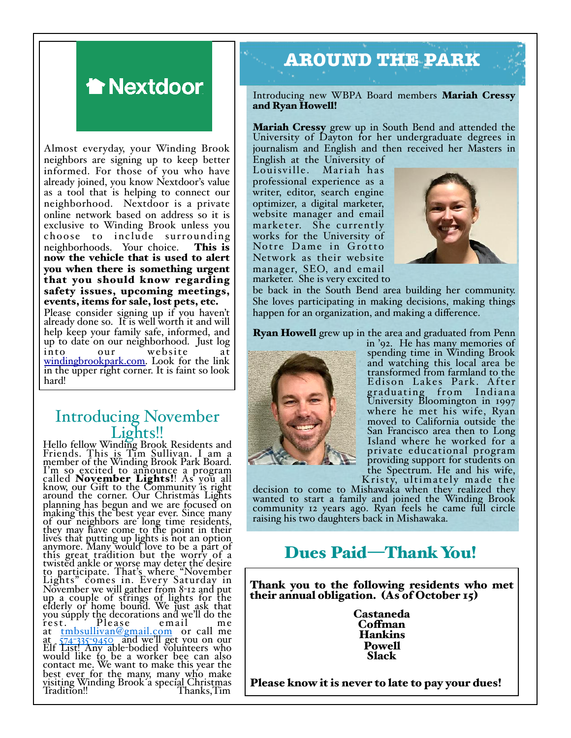## Nextdoor

Almost everyday, your Winding Brook neighbors are signing up to keep better informed. For those of you who have already joined, you know Nextdoor's value as a tool that is helping to connect our neighborhood. Nextdoor is a private online network based on address so it is exclusive to Winding Brook unless you choose to include surrounding neighborhoods. Your choice. **This is now the vehicle that is used to alert you when there is something urgent that you should know regarding safety issues, upcoming meetings, events, items for sale, lost pets, etc.**

Please consider signing up if you haven't already done so. It is well worth it and will help keep your family safe, informed, and up to date on our neighborhood. Just log into our website at windingbrookpark.com. Look for the link in the upper right corner. It is faint so look hard!

## Introducing November Lights!!

Hello fellow Winding Brook Residents and Friends. This is Tim Sullivan. I am a member of the Winding Brook Park Board. I'm so excited to announce a program called **November Lights!**! As you all know, our Gift to the Community is right around the corner. Our Christmas Lights planning has begun and we are focused on making this the best year ever. Since many of our neighbors are long time residents, they may have come to the point in their lives that putting up lights is not an option anymore. Many would love to be a part of this great tradition but the worry of a twisted ankle or worse may deter the desire to participate. That's where "November Lights" comes in. Every Saturday in November we will gather from 8-12 and put up a couple of strings of lights for the elderly or home bound. We just ask that you supply the decorations and we'll do the rest. Please email me at tmbsullivan@gmail.com or call me at 574-335-9450 and we'll get you on our Elf List! Any able-bodied volunteers who would like to be a worker bee can also contact me. We want to make this year the best ever for the many, many who make visiting Winding Brook a special Christmas Tradition!! Thanks,Tim

## AROUND THE PARK

Introducing new WBPA Board members **Mariah Cressy and Ryan Howell!**

**Mariah Cressy** grew up in South Bend and attended the University of Dayton for her undergraduate degrees in journalism and English and then received her Masters in English at the University of Louisville. Mariah has professional experience as a writer, editor, search engine optimizer, a digital marketer, website manager and email marketer. She currently works for the University of Notre Dame in Grotto Network as their website manager, SEO, and email marketer. She is very excited to be back in the South Bend area building her community. She loves participating in making decisions, making things happen for an organization, and making a difference.

**Ryan Howell** grew up in the area and graduated from Penn in '92. He has many memories of spending time in Winding Brook and watching this local area be transformed from farmland to the Edison Lakes Park. After graduating from Indiana University Bloomington in 1997 where he met his wife, Ryan moved to California outside the San Francisco area then to Long Island where he worked for a private educational program providing support for students on the Spectrum. He and his wife, Kristy, ultimately made the decision to come to Mishawaka when they realized they wanted to start a family and joined the Winding Brook community 12 years ago. Ryan feels he came full circle raising his two daughters back in Mishawaka.

## Dues Paid—Thank You!

**Thank you to the following residents who met their annual obligation. (As of October 15)**

**Castaneda**
**Coffman**
**Hankins**
**Powell**
**Slack**

**Please know it is never to late to pay your dues!**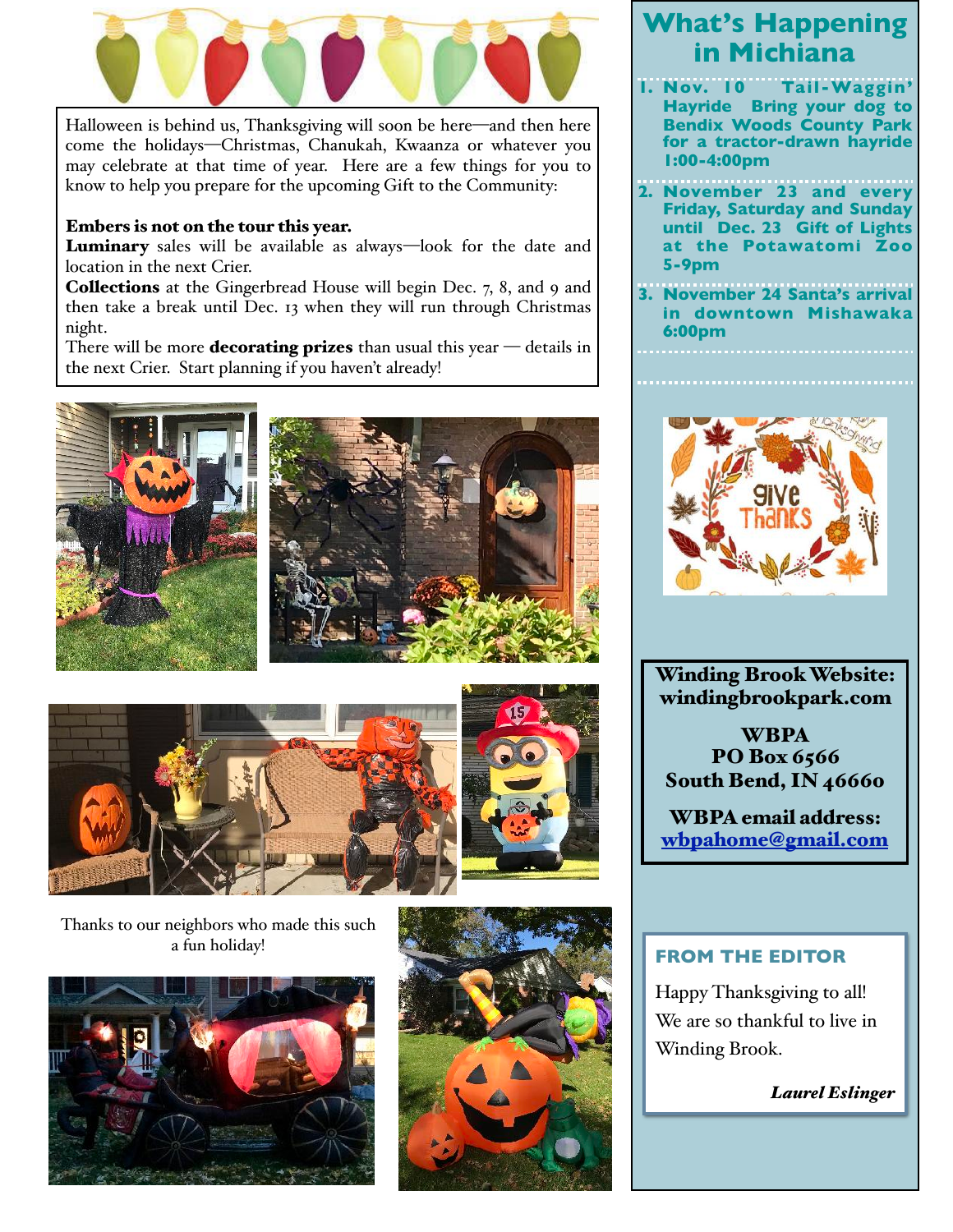Halloween is behind us, Thanksgiving will soon be here—and then here come the holidays—Christmas, Chanukah, Kwaanza or whatever you may celebrate at that time of year. Here are a few things for you to know to help you prepare for the upcoming Gift to the Community:

**Embers is not on the tour this year.**

**Luminary** sales will be available as always—look for the date and location in the next Crier.

**Collections** at the Gingerbread House will begin Dec. 7, 8, and 9 and then take a break until Dec. 13 when they will run through Christmas night.

There will be more **decorating prizes** than usual this year — details in the next Crier. Start planning if you haven't already!

Thanks to our neighbors who made this such a fun holiday!

## What's Happening in Michiana

1. **Nov. 10 Tail-Waggin' Hayride Bring your dog to Bendix Woods County Park for a tractor-drawn hayride 1:00-4:00pm**
2. **November 23 and every Friday, Saturday and Sunday until Dec. 23 Gift of Lights at the Potawatomi Zoo 5-9pm**
3. **November 24 Santa's arrival in downtown Mishawaka 6:00pm**

**Winding Brook Website: windingbrookpark.com**

**WBPA**
**PO Box 6566**
**South Bend, IN 46660**

**WBPA email address: wbpahome@gmail.com**

### FROM THE EDITOR

Happy Thanksgiving to all! We are so thankful to live in Winding Brook.

***Laurel Eslinger***